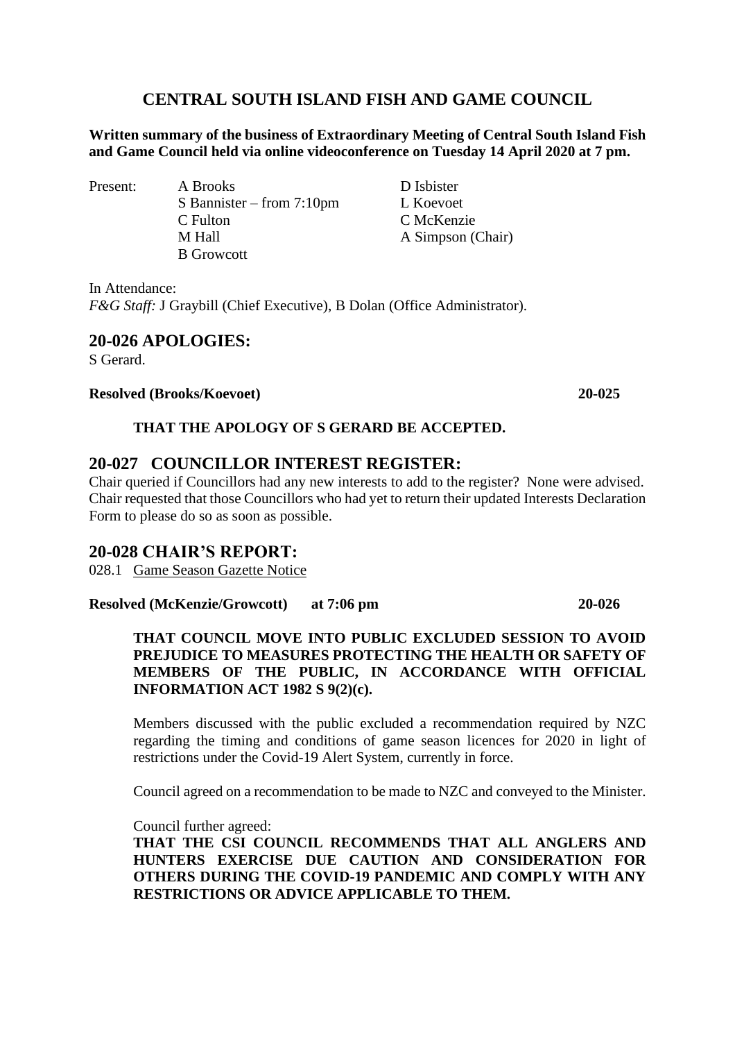# CENTRAL SOUTH ISLAND FISH AND GAME COUNCIL

**Written summary of the business of Extraordinary Meeting of Central South Island Fish and Game Council held via online videoconference on Tuesday 14 April 2020 at 7 pm.**

Present:

- A Brooks
- S Bannister – from 7:10pm
- C Fulton
- M Hall
- B Growcott
- D Isbister
- L Koevoet
- C McKenzie
- A Simpson (Chair)

In Attendance:
*F&G Staff:* J Graybill (Chief Executive), B Dolan (Office Administrator).

## 20-026 APOLOGIES:

S Gerard.

**Resolved (Brooks/Koevoet)** **20-025**

**THAT THE APOLOGY OF S GERARD BE ACCEPTED.**

## 20-027 COUNCILLOR INTEREST REGISTER:

Chair queried if Councillors had any new interests to add to the register? None were advised. Chair requested that those Councillors who had yet to return their updated Interests Declaration Form to please do so as soon as possible.

## 20-028 CHAIR'S REPORT:

028.1 Game Season Gazette Notice

**Resolved (McKenzie/Growcott) at 7:06 pm** **20-026**

**THAT COUNCIL MOVE INTO PUBLIC EXCLUDED SESSION TO AVOID PREJUDICE TO MEASURES PROTECTING THE HEALTH OR SAFETY OF MEMBERS OF THE PUBLIC, IN ACCORDANCE WITH OFFICIAL INFORMATION ACT 1982 S 9(2)(c).**

Members discussed with the public excluded a recommendation required by NZC regarding the timing and conditions of game season licences for 2020 in light of restrictions under the Covid-19 Alert System, currently in force.

Council agreed on a recommendation to be made to NZC and conveyed to the Minister.

Council further agreed:
**THAT THE CSI COUNCIL RECOMMENDS THAT ALL ANGLERS AND HUNTERS EXERCISE DUE CAUTION AND CONSIDERATION FOR OTHERS DURING THE COVID-19 PANDEMIC AND COMPLY WITH ANY RESTRICTIONS OR ADVICE APPLICABLE TO THEM.**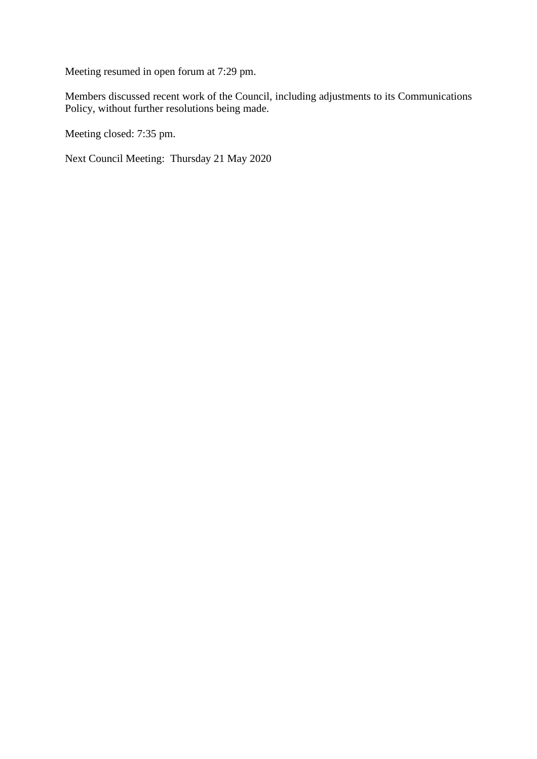Meeting resumed in open forum at 7:29 pm.

Members discussed recent work of the Council, including adjustments to its Communications Policy, without further resolutions being made.

Meeting closed: 7:35 pm.

Next Council Meeting:  Thursday 21 May 2020